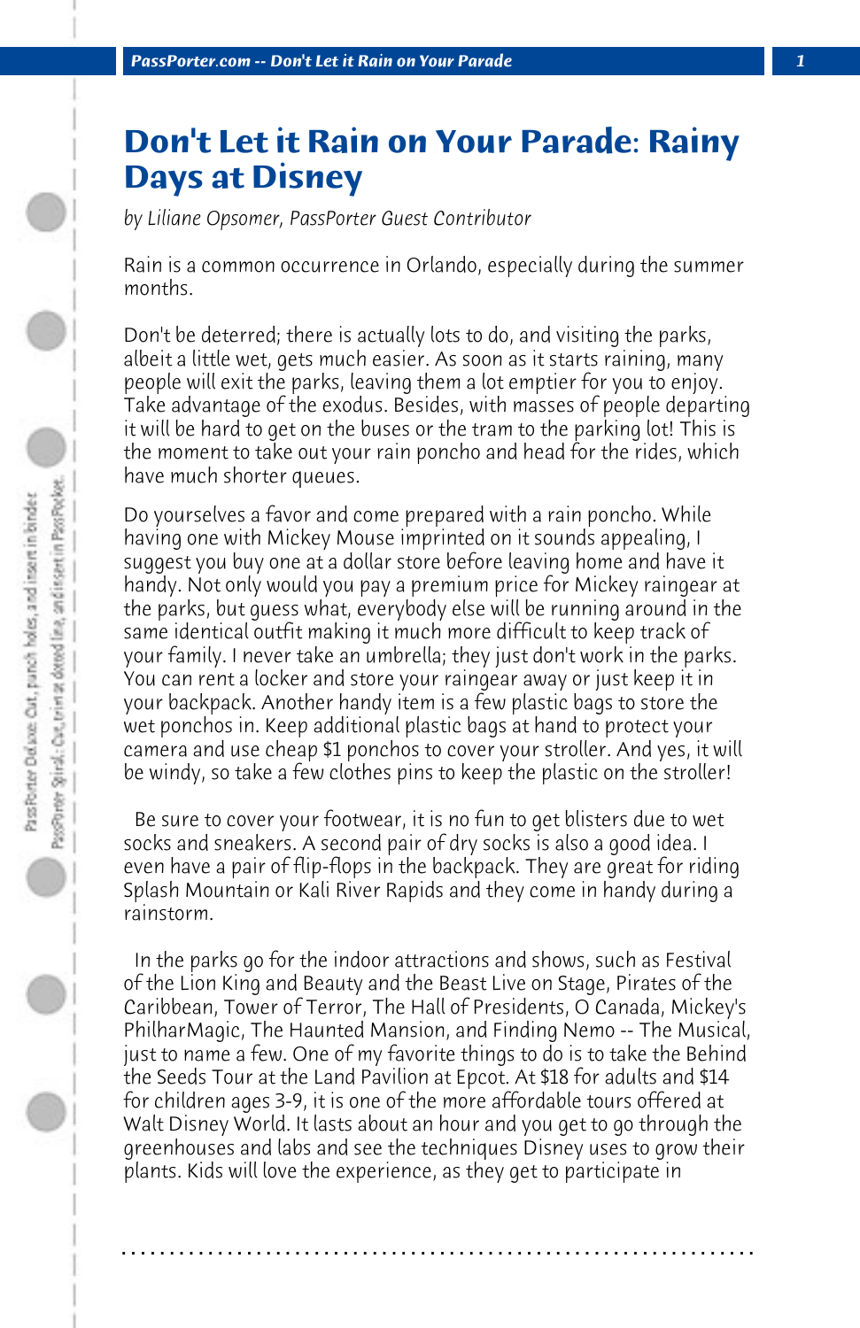# Don't Let it Rain on Your Parade: Rainy Days at Disney

*by Liliane Opsomer, PassPorter Guest Contributor*

Rain is a common occurrence in Orlando, especially during the summer months.

Don't be deterred; there is actually lots to do, and visiting the parks, albeit a little wet, gets much easier. As soon as it starts raining, many people will exit the parks, leaving them a lot emptier for you to enjoy. Take advantage of the exodus. Besides, with masses of people departing it will be hard to get on the buses or the tram to the parking lot! This is the moment to take out your rain poncho and head for the rides, which have much shorter queues.

Do yourselves a favor and come prepared with a rain poncho. While having one with Mickey Mouse imprinted on it sounds appealing, I suggest you buy one at a dollar store before leaving home and have it handy. Not only would you pay a premium price for Mickey raingear at the parks, but guess what, everybody else will be running around in the same identical outfit making it much more difficult to keep track of your family. I never take an umbrella; they just don't work in the parks. You can rent a locker and store your raingear away or just keep it in your backpack. Another handy item is a few plastic bags to store the wet ponchos in. Keep additional plastic bags at hand to protect your camera and use cheap $1 ponchos to cover your stroller. And yes, it will be windy, so take a few clothes pins to keep the plastic on the stroller!

Be sure to cover your footwear, it is no fun to get blisters due to wet socks and sneakers. A second pair of dry socks is also a good idea. I even have a pair of flip-flops in the backpack. They are great for riding Splash Mountain or Kali River Rapids and they come in handy during a rainstorm.

In the parks go for the indoor attractions and shows, such as Festival of the Lion King and Beauty and the Beast Live on Stage, Pirates of the Caribbean, Tower of Terror, The Hall of Presidents, O Canada, Mickey's PhilharMagic, The Haunted Mansion, and Finding Nemo -- The Musical, just to name a few. One of my favorite things to do is to take the Behind the Seeds Tour at the Land Pavilion at Epcot. At $18 for adults and $14 for children ages 3-9, it is one of the more affordable tours offered at Walt Disney World. It lasts about an hour and you get to go through the greenhouses and labs and see the techniques Disney uses to grow their plants. Kids will love the experience, as they get to participate in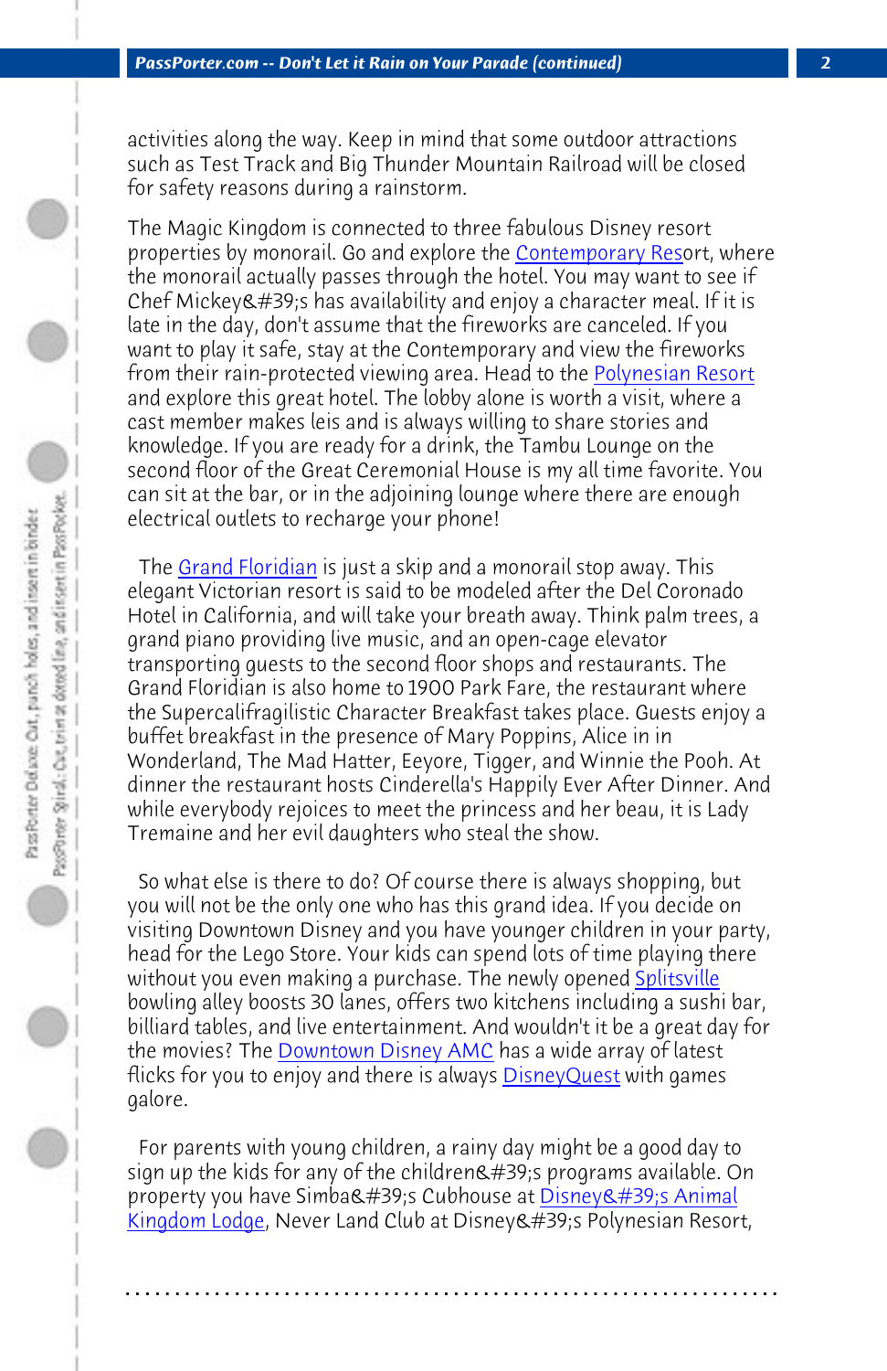activities along the way. Keep in mind that some outdoor attractions such as Test Track and Big Thunder Mountain Railroad will be closed for safety reasons during a rainstorm.

The Magic Kingdom is connected to three fabulous Disney resort properties by monorail. Go and explore the Contemporary Resort, where the monorail actually passes through the hotel. You may want to see if Chef Mickey&#39;s has availability and enjoy a character meal. If it is late in the day, don't assume that the fireworks are canceled. If you want to play it safe, stay at the Contemporary and view the fireworks from their rain-protected viewing area. Head to the Polynesian Resort and explore this great hotel. The lobby alone is worth a visit, where a cast member makes leis and is always willing to share stories and knowledge. If you are ready for a drink, the Tambu Lounge on the second floor of the Great Ceremonial House is my all time favorite. You can sit at the bar, or in the adjoining lounge where there are enough electrical outlets to recharge your phone!

The Grand Floridian is just a skip and a monorail stop away. This elegant Victorian resort is said to be modeled after the Del Coronado Hotel in California, and will take your breath away. Think palm trees, a grand piano providing live music, and an open-cage elevator transporting guests to the second floor shops and restaurants. The Grand Floridian is also home to 1900 Park Fare, the restaurant where the Supercalifragilistic Character Breakfast takes place. Guests enjoy a buffet breakfast in the presence of Mary Poppins, Alice in in Wonderland, The Mad Hatter, Eeyore, Tigger, and Winnie the Pooh. At dinner the restaurant hosts Cinderella's Happily Ever After Dinner. And while everybody rejoices to meet the princess and her beau, it is Lady Tremaine and her evil daughters who steal the show.

So what else is there to do? Of course there is always shopping, but you will not be the only one who has this grand idea. If you decide on visiting Downtown Disney and you have younger children in your party, head for the Lego Store. Your kids can spend lots of time playing there without you even making a purchase. The newly opened Splitsville bowling alley boosts 30 lanes, offers two kitchens including a sushi bar, billiard tables, and live entertainment. And wouldn't it be a great day for the movies? The Downtown Disney AMC has a wide array of latest flicks for you to enjoy and there is always DisneyQuest with games galore.

For parents with young children, a rainy day might be a good day to sign up the kids for any of the children&#39;s programs available. On property you have Simba&#39;s Cubhouse at Disney&#39;s Animal Kingdom Lodge, Never Land Club at Disney&#39;s Polynesian Resort,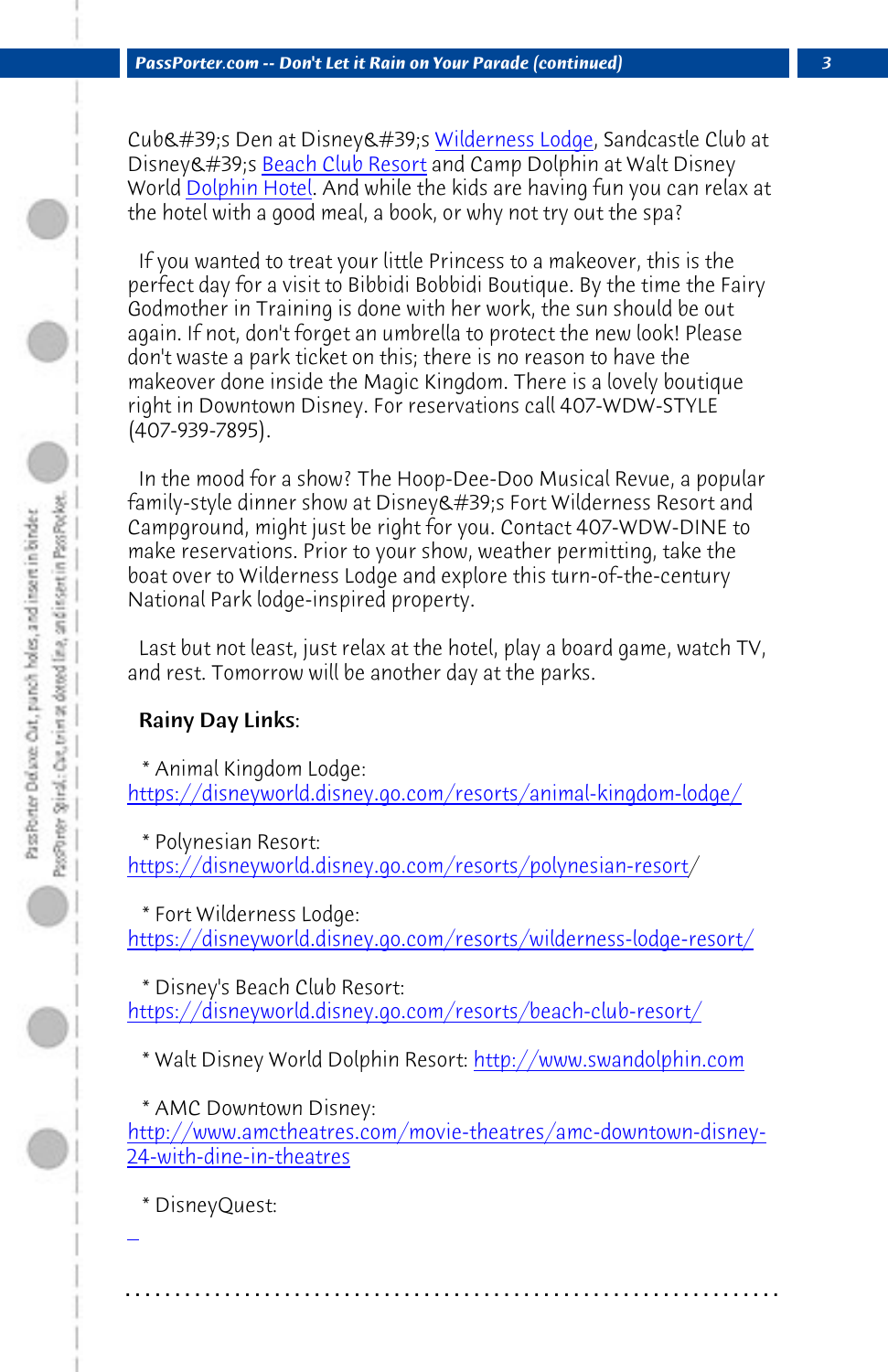Cub&#39;s Den at Disney&#39;s Wilderness Lodge, Sandcastle Club at Disney&#39;s Beach Club Resort and Camp Dolphin at Walt Disney World Dolphin Hotel. And while the kids are having fun you can relax at the hotel with a good meal, a book, or why not try out the spa?

If you wanted to treat your little Princess to a makeover, this is the perfect day for a visit to Bibbidi Bobbidi Boutique. By the time the Fairy Godmother in Training is done with her work, the sun should be out again. If not, don't forget an umbrella to protect the new look! Please don't waste a park ticket on this; there is no reason to have the makeover done inside the Magic Kingdom. There is a lovely boutique right in Downtown Disney. For reservations call 407-WDW-STYLE (407-939-7895).

In the mood for a show? The Hoop-Dee-Doo Musical Revue, a popular family-style dinner show at Disney&#39;s Fort Wilderness Resort and Campground, might just be right for you. Contact 407-WDW-DINE to make reservations. Prior to your show, weather permitting, take the boat over to Wilderness Lodge and explore this turn-of-the-century National Park lodge-inspired property.

Last but not least, just relax at the hotel, play a board game, watch TV, and rest. Tomorrow will be another day at the parks.

**Rainy Day Links**:

* Animal Kingdom Lodge: https://disneyworld.disney.go.com/resorts/animal-kingdom-lodge/

* Polynesian Resort: https://disneyworld.disney.go.com/resorts/polynesian-resort/

* Fort Wilderness Lodge: https://disneyworld.disney.go.com/resorts/wilderness-lodge-resort/

* Disney's Beach Club Resort: https://disneyworld.disney.go.com/resorts/beach-club-resort/

* Walt Disney World Dolphin Resort: http://www.swandolphin.com

* AMC Downtown Disney: http://www.amctheatres.com/movie-theatres/amc-downtown-disney-24-with-dine-in-theatres

* DisneyQuest: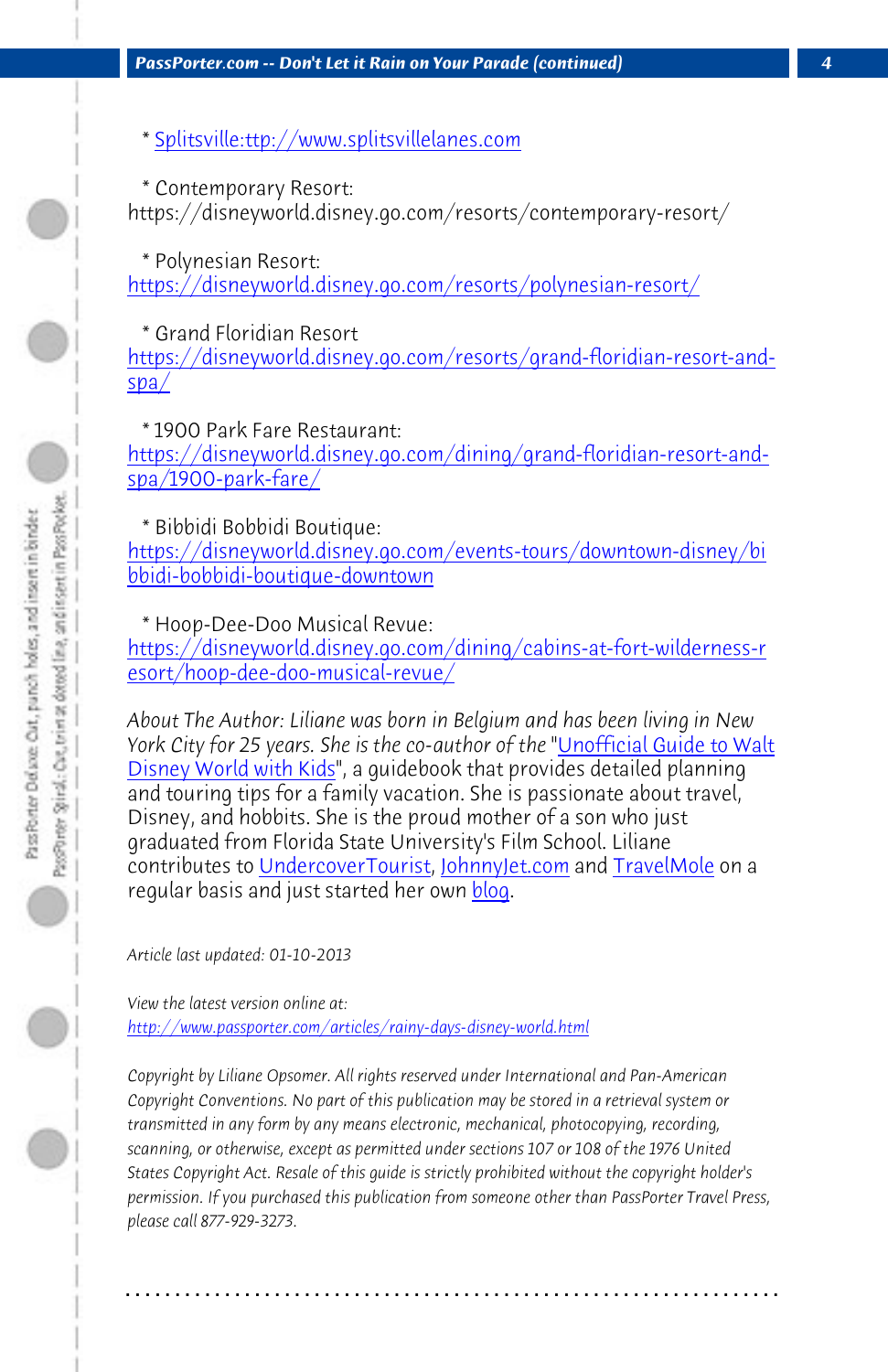* Splitsville:ttp://www.splitsvillelanes.com

* Contemporary Resort: https://disneyworld.disney.go.com/resorts/contemporary-resort/

* Polynesian Resort: https://disneyworld.disney.go.com/resorts/polynesian-resort/

* Grand Floridian Resort https://disneyworld.disney.go.com/resorts/grand-floridian-resort-and-spa/

* 1900 Park Fare Restaurant: https://disneyworld.disney.go.com/dining/grand-floridian-resort-and-spa/1900-park-fare/

* Bibbidi Bobbidi Boutique: https://disneyworld.disney.go.com/events-tours/downtown-disney/bibbidi-bobbidi-boutique-downtown

* Hoop-Dee-Doo Musical Revue: https://disneyworld.disney.go.com/dining/cabins-at-fort-wilderness-resort/hoop-dee-doo-musical-revue/

*About The Author:* Liliane was born in Belgium and has been living in New York City for 25 years. She is the co-author of the "Unofficial Guide to Walt Disney World with Kids", a guidebook that provides detailed planning and touring tips for a family vacation. She is passionate about travel, Disney, and hobbits. She is the proud mother of a son who just graduated from Florida State University's Film School. Liliane contributes to UndercoverTourist, JohnnyJet.com and TravelMole on a regular basis and just started her own blog.

*Article last updated: 01-10-2013*

*View the latest version online at:*
*http://www.passporter.com/articles/rainy-days-disney-world.html*

*Copyright by Liliane Opsomer. All rights reserved under International and Pan-American Copyright Conventions. No part of this publication may be stored in a retrieval system or transmitted in any form by any means electronic, mechanical, photocopying, recording, scanning, or otherwise, except as permitted under sections 107 or 108 of the 1976 United States Copyright Act. Resale of this guide is strictly prohibited without the copyright holder's permission. If you purchased this publication from someone other than PassPorter Travel Press, please call 877-929-3273.*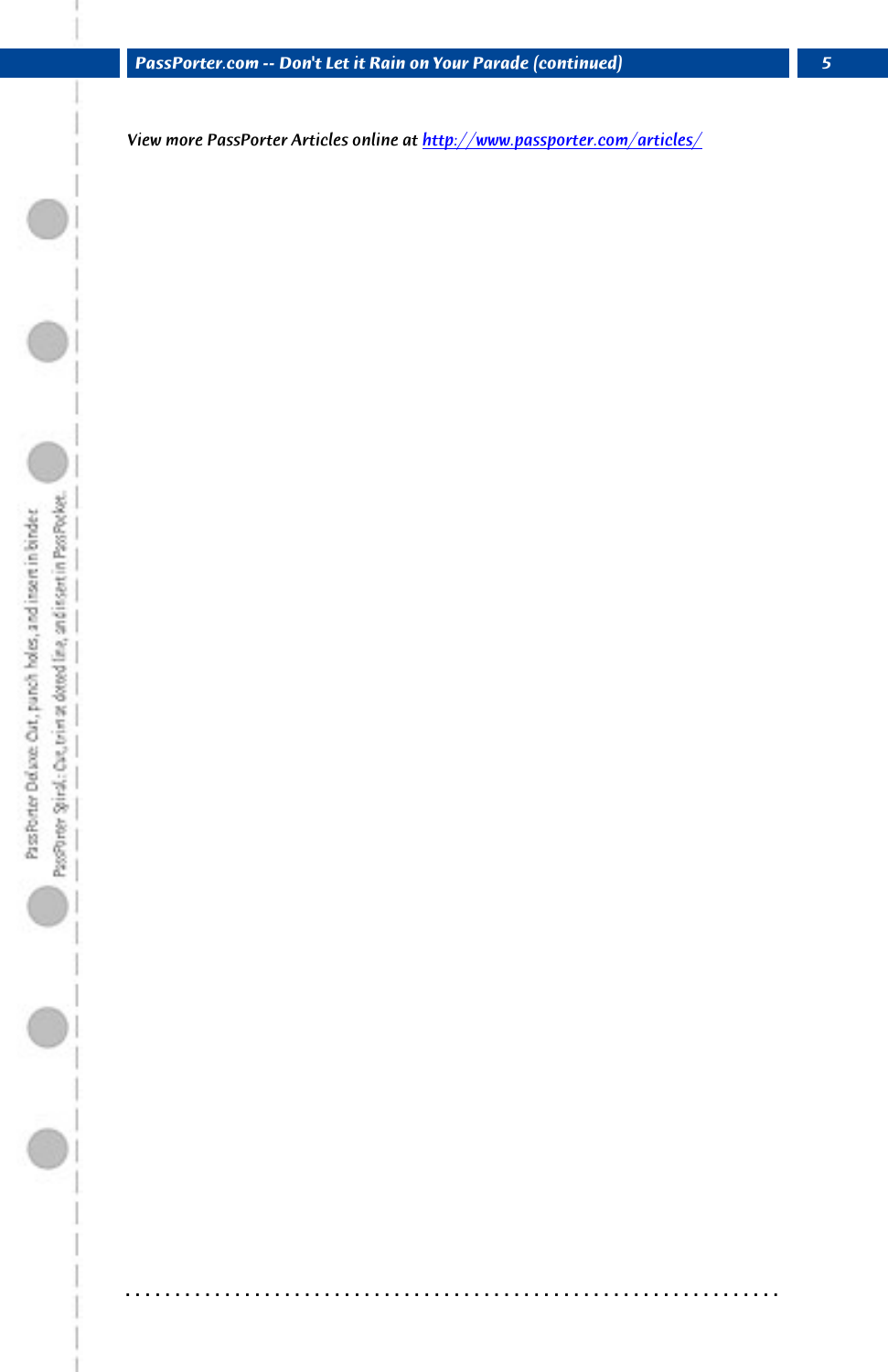*View more PassPorter Articles online at [http://www.passporter.com/articles/](http://www.passporter.com/articles/)*